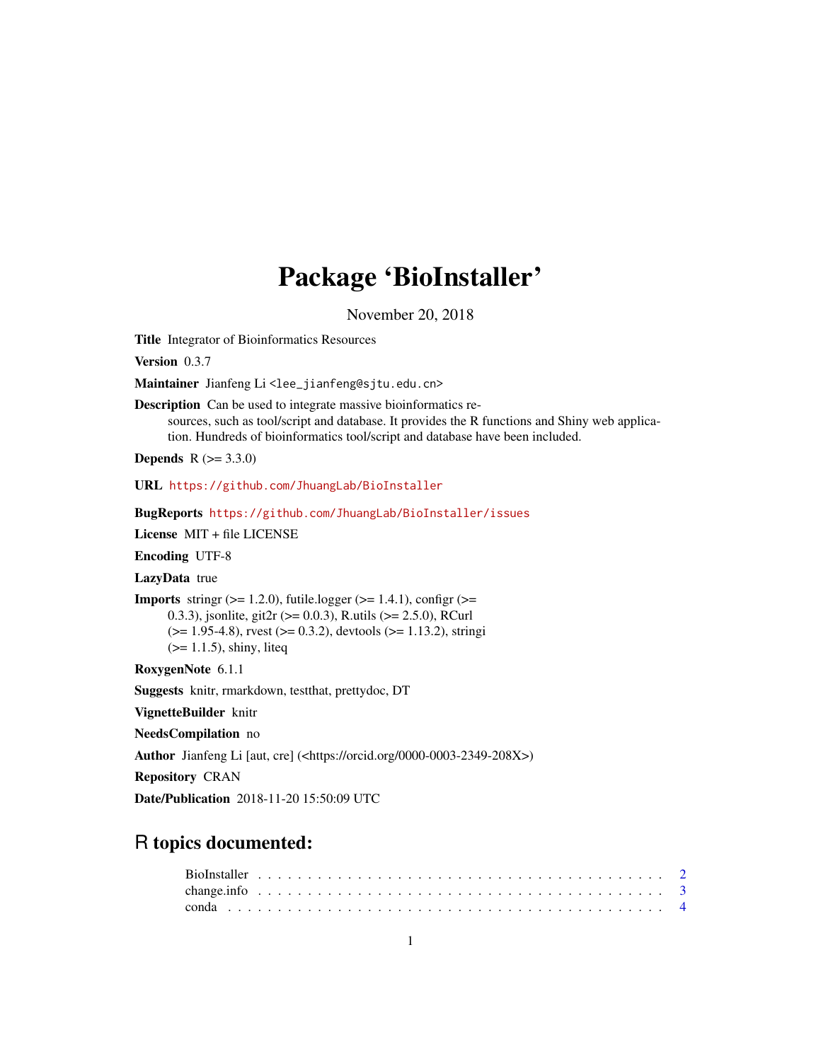# Package 'BioInstaller'

November 20, 2018

**Title** Integrator of Bioinformatics Resources

**Version** 0.3.7

**Maintainer** Jianfeng Li <lee_jianfeng@sjtu.edu.cn>

**Description** Can be used to integrate massive bioinformatics resources, such as tool/script and database. It provides the R functions and Shiny web application. Hundreds of bioinformatics tool/script and database have been included.

**Depends** R (>= 3.3.0)

**URL** https://github.com/JhuangLab/BioInstaller

**BugReports** https://github.com/JhuangLab/BioInstaller/issues

**License** MIT + file LICENSE

**Encoding** UTF-8

**LazyData** true

**Imports** stringr (>= 1.2.0), futile.logger (>= 1.4.1), configr (>= 0.3.3), jsonlite, git2r (>= 0.0.3), R.utils (>= 2.5.0), RCurl (>= 1.95-4.8), rvest (>= 0.3.2), devtools (>= 1.13.2), stringi (>= 1.1.5), shiny, liteq

**RoxygenNote** 6.1.1

**Suggests** knitr, rmarkdown, testthat, prettydoc, DT

**VignetteBuilder** knitr

**NeedsCompilation** no

**Author** Jianfeng Li [aut, cre] (<https://orcid.org/0000-0003-2349-208X>)

**Repository** CRAN

**Date/Publication** 2018-11-20 15:50:09 UTC

## R topics documented:

BioInstaller . . . . . . . . . . . . . . . . . . . . . . . . . . . . . . . . . . . . . . . . 2
change.info . . . . . . . . . . . . . . . . . . . . . . . . . . . . . . . . . . . . . . . . 3
conda . . . . . . . . . . . . . . . . . . . . . . . . . . . . . . . . . . . . . . . . 4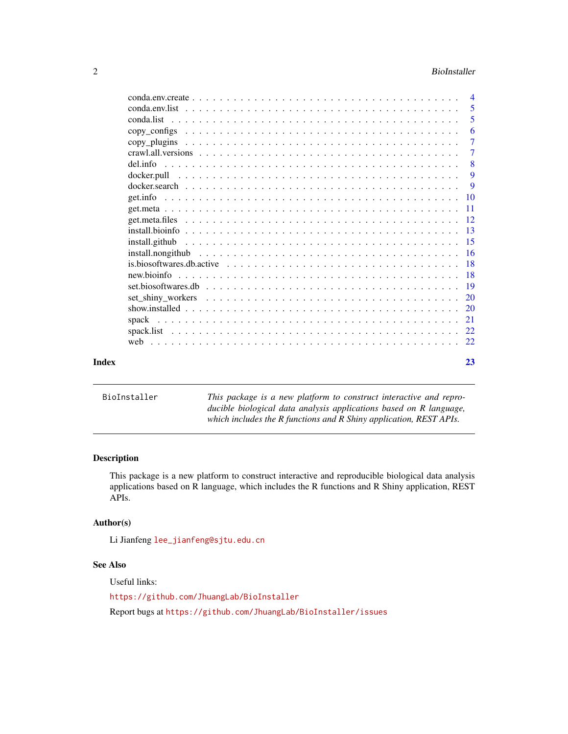conda.env.create . . . . . . . . . . . . . . . . . . . . . . . . . . . . . . . . . . . . . 4
conda.env.list . . . . . . . . . . . . . . . . . . . . . . . . . . . . . . . . . . . . . . 5
conda.list . . . . . . . . . . . . . . . . . . . . . . . . . . . . . . . . . . . . . . . . . 5
copy_configs . . . . . . . . . . . . . . . . . . . . . . . . . . . . . . . . . . . . . . . 6
copy_plugins . . . . . . . . . . . . . . . . . . . . . . . . . . . . . . . . . . . . . . . 7
crawl.all.versions . . . . . . . . . . . . . . . . . . . . . . . . . . . . . . . . . . . . 7
del.info . . . . . . . . . . . . . . . . . . . . . . . . . . . . . . . . . . . . . . . . . . 8
docker.pull . . . . . . . . . . . . . . . . . . . . . . . . . . . . . . . . . . . . . . . . 9
docker.search . . . . . . . . . . . . . . . . . . . . . . . . . . . . . . . . . . . . . . 9
get.info . . . . . . . . . . . . . . . . . . . . . . . . . . . . . . . . . . . . . . . . . . 10
get.meta . . . . . . . . . . . . . . . . . . . . . . . . . . . . . . . . . . . . . . . . . . 11
get.meta.files . . . . . . . . . . . . . . . . . . . . . . . . . . . . . . . . . . . . . . 12
install.bioinfo . . . . . . . . . . . . . . . . . . . . . . . . . . . . . . . . . . . . . . 13
install.github . . . . . . . . . . . . . . . . . . . . . . . . . . . . . . . . . . . . . . 15
install.nongithub . . . . . . . . . . . . . . . . . . . . . . . . . . . . . . . . . . . . 16
is.biosoftwares.db.active . . . . . . . . . . . . . . . . . . . . . . . . . . . . . . . . 18
new.bioinfo . . . . . . . . . . . . . . . . . . . . . . . . . . . . . . . . . . . . . . . . 18
set.biosoftwares.db . . . . . . . . . . . . . . . . . . . . . . . . . . . . . . . . . . . . 19
set_shiny_workers . . . . . . . . . . . . . . . . . . . . . . . . . . . . . . . . . . . . 20
show.installed . . . . . . . . . . . . . . . . . . . . . . . . . . . . . . . . . . . . . . 20
spack . . . . . . . . . . . . . . . . . . . . . . . . . . . . . . . . . . . . . . . . . . . . 21
spack.list . . . . . . . . . . . . . . . . . . . . . . . . . . . . . . . . . . . . . . . . . 22
web . . . . . . . . . . . . . . . . . . . . . . . . . . . . . . . . . . . . . . . . . . . . . 22

**Index** **23**

---

`BioInstaller` *This package is a new platform to construct interactive and reproducible biological data analysis applications based on R language, which includes the R functions and R Shiny application, REST APIs.*

---

## Description

This package is a new platform to construct interactive and reproducible biological data analysis applications based on R language, which includes the R functions and R Shiny application, REST APIs.

## Author(s)

Li Jianfeng `lee_jianfeng@sjtu.edu.cn`

## See Also

Useful links:

`https://github.com/JhuangLab/BioInstaller`

Report bugs at `https://github.com/JhuangLab/BioInstaller/issues`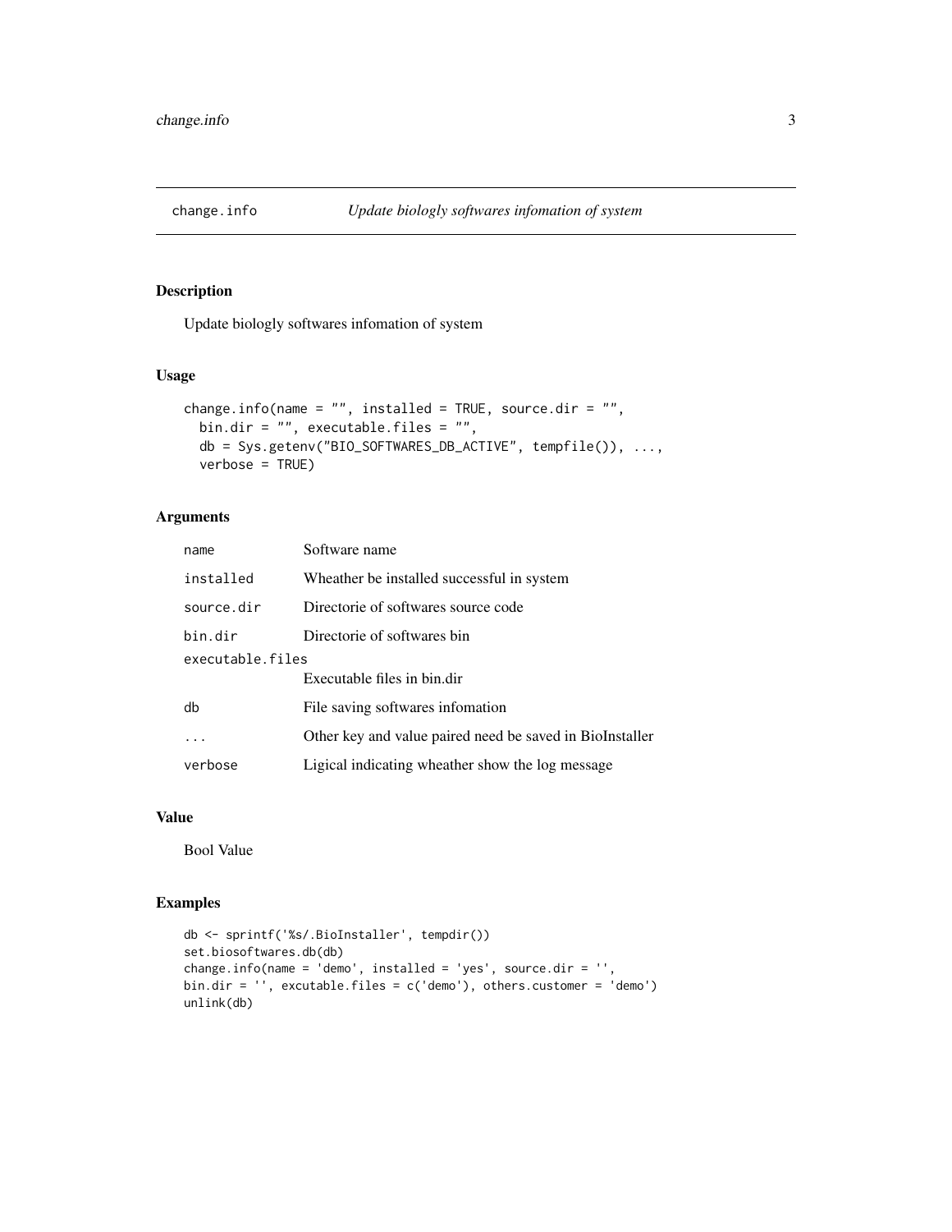# change.info — *Update biologly softwares infomation of system*

## Description

Update biologly softwares infomation of system

## Usage

```
change.info(name = "", installed = TRUE, source.dir = "",
  bin.dir = "", executable.files = "",
  db = Sys.getenv("BIO_SOFTWARES_DB_ACTIVE", tempfile()), ...,
  verbose = TRUE)
```

## Arguments

| Argument | Description |
|---|---|
| `name` | Software name |
| `installed` | Wheather be installed successful in system |
| `source.dir` | Directorie of softwares source code |
| `bin.dir` | Directorie of softwares bin |
| `executable.files` | Executable files in bin.dir |
| `db` | File saving softwares infomation |
| `...` | Other key and value paired need be saved in BioInstaller |
| `verbose` | Ligical indicating wheather show the log message |

## Value

Bool Value

## Examples

```
db <- sprintf('%s/.BioInstaller', tempdir())
set.biosoftwares.db(db)
change.info(name = 'demo', installed = 'yes', source.dir = '',
bin.dir = '', excutable.files = c('demo'), others.customer = 'demo')
unlink(db)
```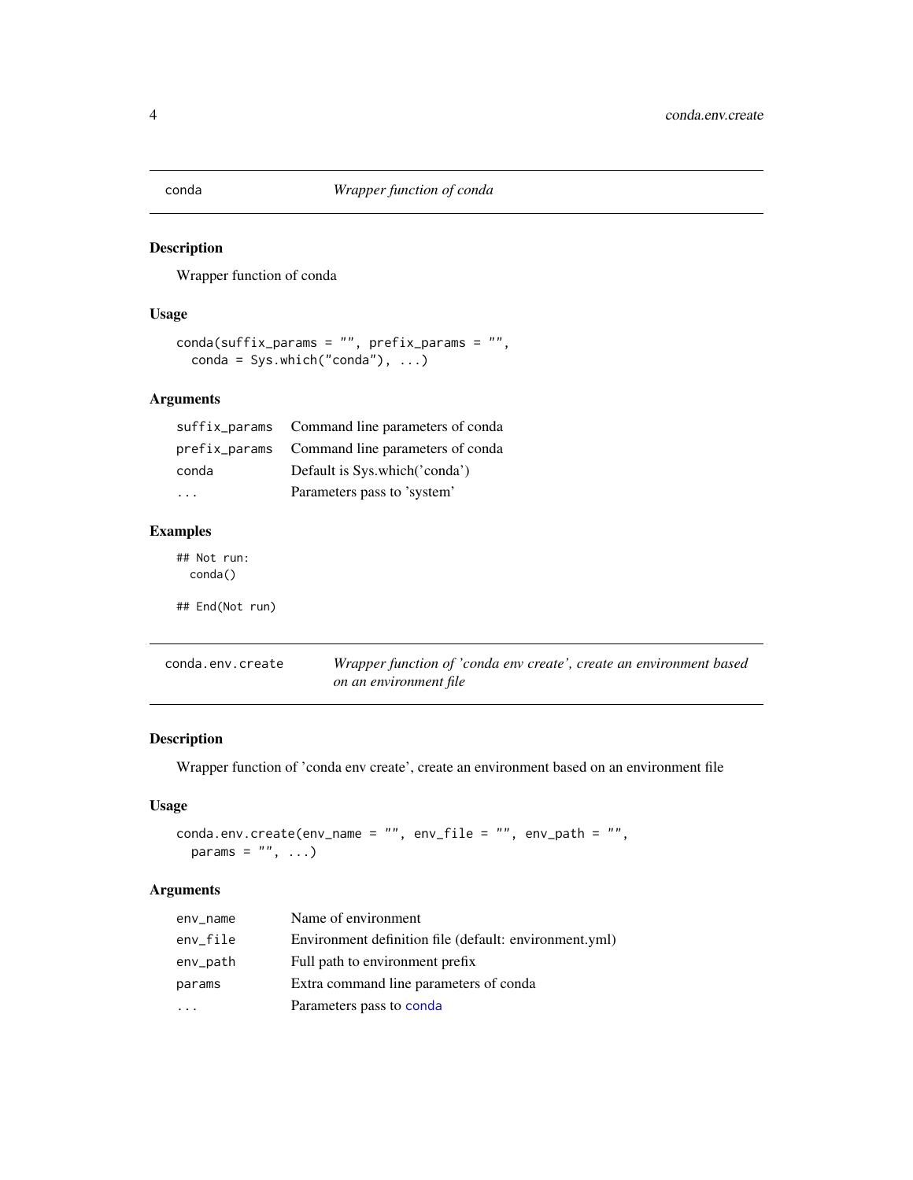## conda — *Wrapper function of conda*

### Description

Wrapper function of conda

### Usage

```
conda(suffix_params = "", prefix_params = "",
  conda = Sys.which("conda"), ...)
```

### Arguments

| | |
|---|---|
| `suffix_params` | Command line parameters of conda |
| `prefix_params` | Command line parameters of conda |
| `conda` | Default is Sys.which('conda') |
| `...` | Parameters pass to 'system' |

### Examples

```
## Not run:
  conda()

## End(Not run)
```

## conda.env.create — *Wrapper function of 'conda env create', create an environment based on an environment file*

### Description

Wrapper function of 'conda env create', create an environment based on an environment file

### Usage

```
conda.env.create(env_name = "", env_file = "", env_path = "",
  params = "", ...)
```

### Arguments

| | |
|---|---|
| `env_name` | Name of environment |
| `env_file` | Environment definition file (default: environment.yml) |
| `env_path` | Full path to environment prefix |
| `params` | Extra command line parameters of conda |
| `...` | Parameters pass to `conda` |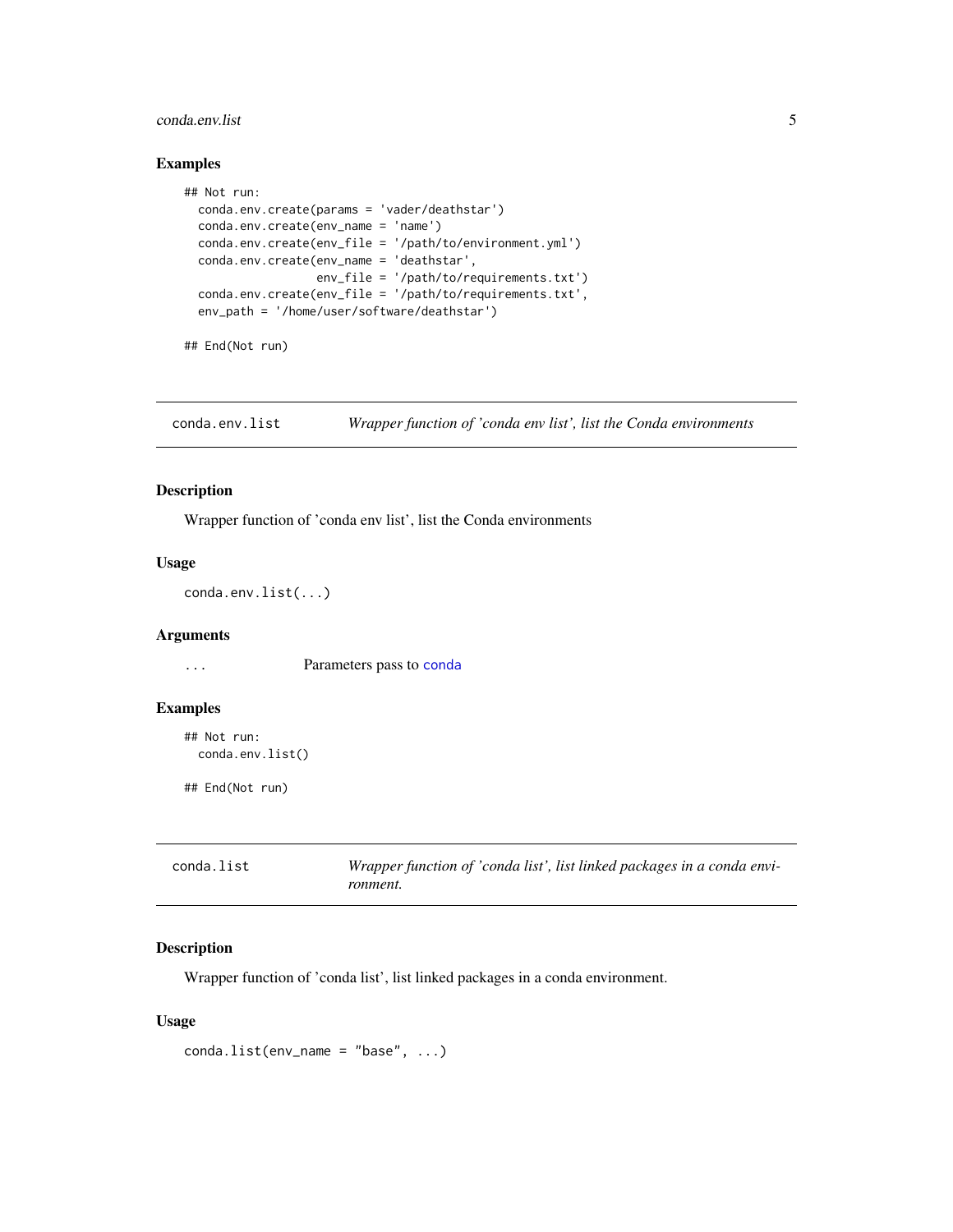## Examples

```
## Not run:
  conda.env.create(params = 'vader/deathstar')
  conda.env.create(env_name = 'name')
  conda.env.create(env_file = '/path/to/environment.yml')
  conda.env.create(env_name = 'deathstar',
                   env_file = '/path/to/requirements.txt')
  conda.env.create(env_file = '/path/to/requirements.txt',
  env_path = '/home/user/software/deathstar')

## End(Not run)
```

---

# conda.env.list — *Wrapper function of 'conda env list', list the Conda environments*

---

### Description

Wrapper function of 'conda env list', list the Conda environments

### Usage

```
conda.env.list(...)
```

### Arguments

| | |
|---|---|
| ... | Parameters pass to conda |

### Examples

```
## Not run:
  conda.env.list()

## End(Not run)
```

---

# conda.list — *Wrapper function of 'conda list', list linked packages in a conda environment.*

---

### Description

Wrapper function of 'conda list', list linked packages in a conda environment.

### Usage

```
conda.list(env_name = "base", ...)
```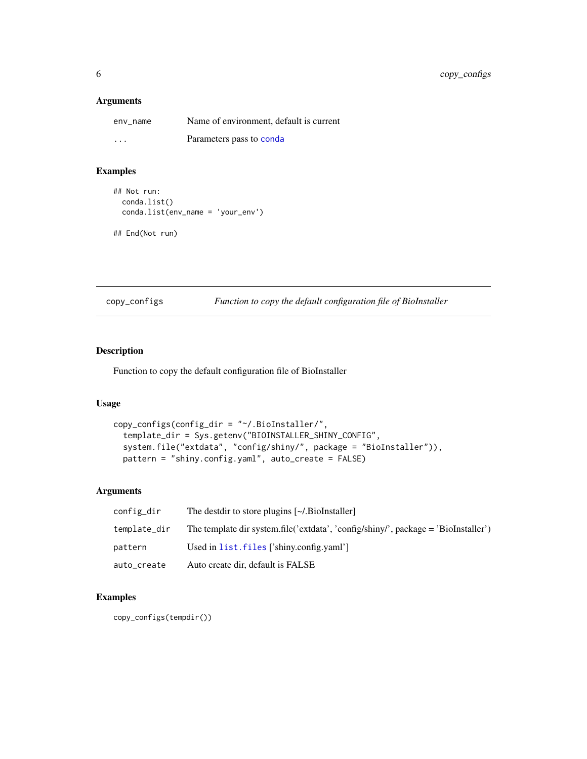### Arguments

| | |
|---|---|
| env_name | Name of environment, default is current |
| ... | Parameters pass to conda |

### Examples

```
## Not run:
  conda.list()
  conda.list(env_name = 'your_env')

## End(Not run)
```

---

## copy_configs — *Function to copy the default configuration file of BioInstaller*

### Description

Function to copy the default configuration file of BioInstaller

### Usage

```
copy_configs(config_dir = "~/.BioInstaller/",
  template_dir = Sys.getenv("BIOINSTALLER_SHINY_CONFIG",
  system.file("extdata", "config/shiny/", package = "BioInstaller")),
  pattern = "shiny.config.yaml", auto_create = FALSE)
```

### Arguments

| | |
|---|---|
| config_dir | The destdir to store plugins [~/.BioInstaller] |
| template_dir | The template dir system.file('extdata', 'config/shiny/', package = 'BioInstaller') |
| pattern | Used in list.files ['shiny.config.yaml'] |
| auto_create | Auto create dir, default is FALSE |

### Examples

```
copy_configs(tempdir())
```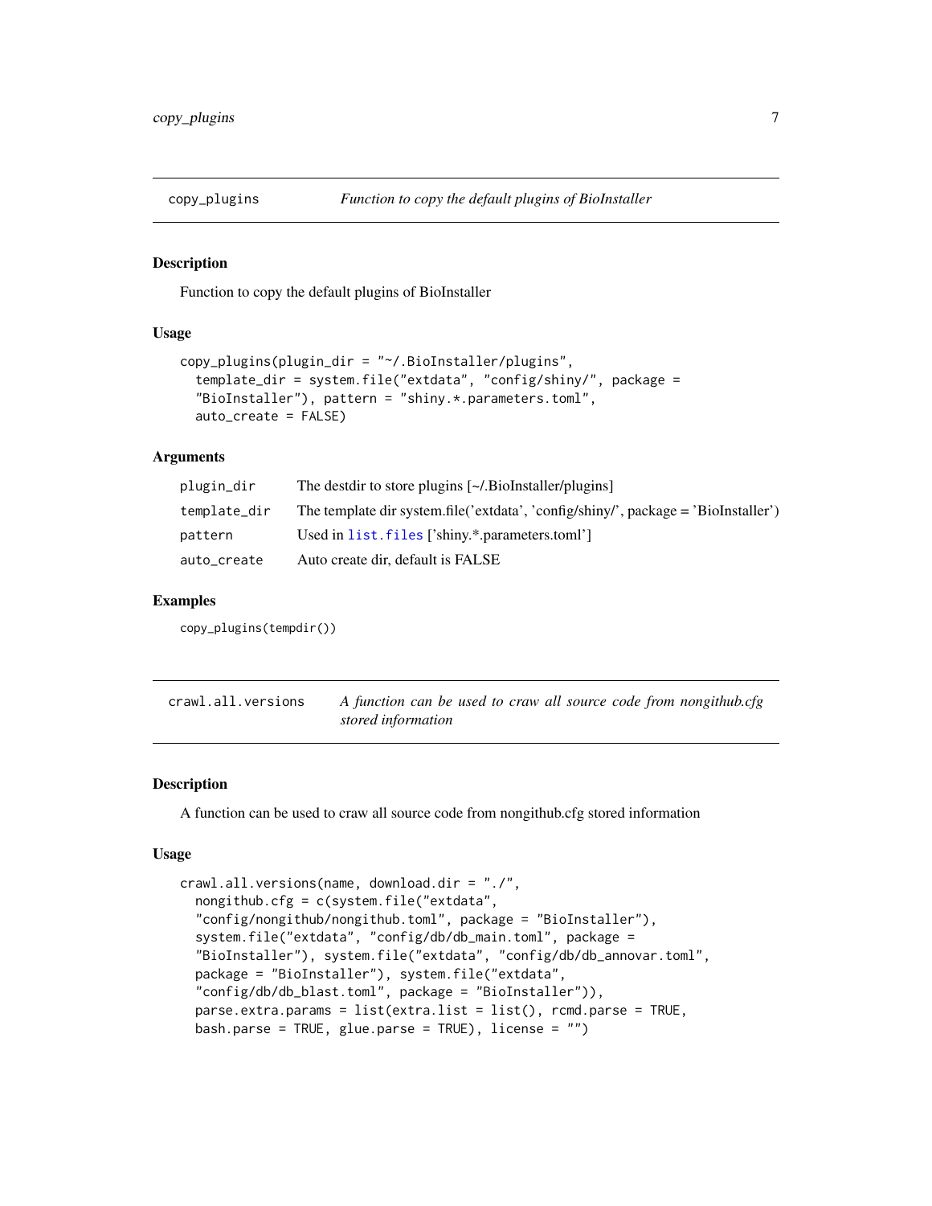## copy_plugins — *Function to copy the default plugins of BioInstaller*

### Description

Function to copy the default plugins of BioInstaller

### Usage

```
copy_plugins(plugin_dir = "~/.BioInstaller/plugins",
  template_dir = system.file("extdata", "config/shiny/", package =
  "BioInstaller"), pattern = "shiny.*.parameters.toml",
  auto_create = FALSE)
```

### Arguments

| | |
|---|---|
| plugin_dir | The destdir to store plugins [~/.BioInstaller/plugins] |
| template_dir | The template dir system.file('extdata', 'config/shiny/', package = 'BioInstaller') |
| pattern | Used in list.files ['shiny.*.parameters.toml'] |
| auto_create | Auto create dir, default is FALSE |

### Examples

```
copy_plugins(tempdir())
```

## crawl.all.versions — *A function can be used to craw all source code from nongithub.cfg stored information*

### Description

A function can be used to craw all source code from nongithub.cfg stored information

### Usage

```
crawl.all.versions(name, download.dir = "./",
  nongithub.cfg = c(system.file("extdata",
  "config/nongithub/nongithub.toml", package = "BioInstaller"),
  system.file("extdata", "config/db/db_main.toml", package =
  "BioInstaller"), system.file("extdata", "config/db/db_annovar.toml",
  package = "BioInstaller"), system.file("extdata",
  "config/db/db_blast.toml", package = "BioInstaller")),
  parse.extra.params = list(extra.list = list(), rcmd.parse = TRUE,
  bash.parse = TRUE, glue.parse = TRUE), license = "")
```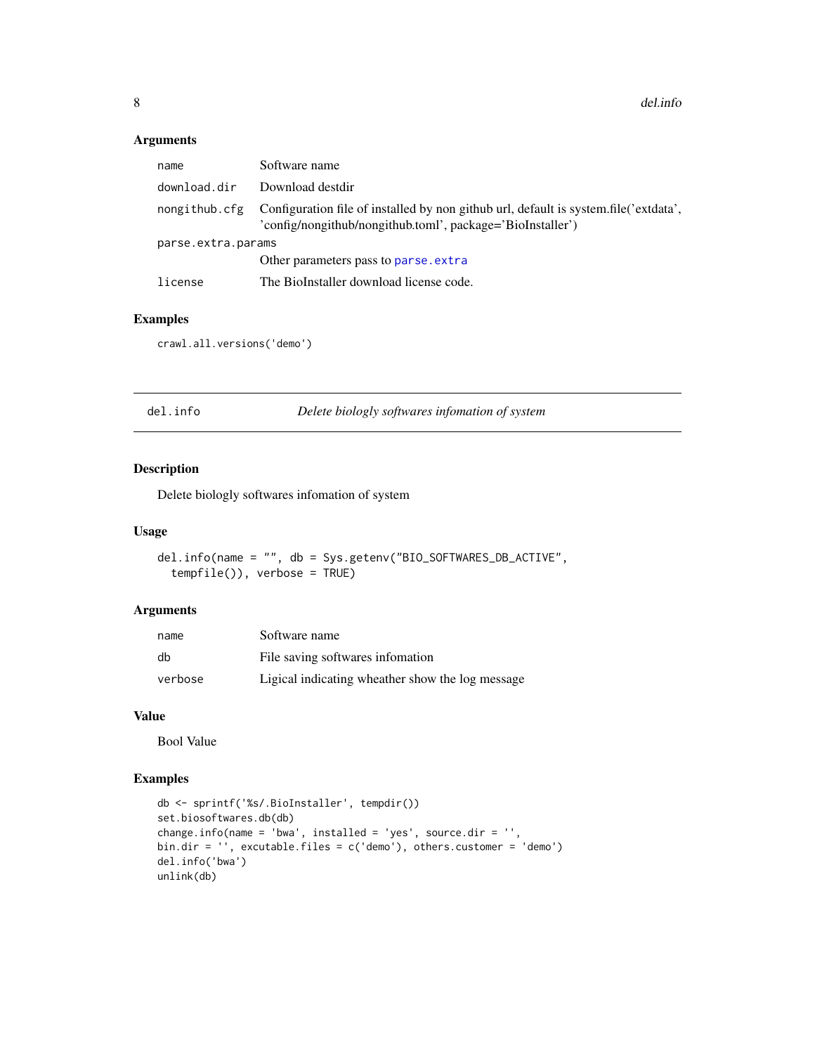### Arguments

| | |
|---|---|
| name | Software name |
| download.dir | Download destdir |
| nongithub.cfg | Configuration file of installed by non github url, default is system.file('extdata', 'config/nongithub/nongithub.toml', package='BioInstaller') |
| parse.extra.params | Other parameters pass to parse.extra |
| license | The BioInstaller download license code. |

### Examples

```
crawl.all.versions('demo')
```

---

## del.info &nbsp;&nbsp;&nbsp;&nbsp; *Delete biologly softwares infomation of system*

### Description

Delete biologly softwares infomation of system

### Usage

```
del.info(name = "", db = Sys.getenv("BIO_SOFTWARES_DB_ACTIVE",
  tempfile()), verbose = TRUE)
```

### Arguments

| | |
|---|---|
| name | Software name |
| db | File saving softwares infomation |
| verbose | Ligical indicating wheather show the log message |

### Value

Bool Value

### Examples

```
db <- sprintf('%s/.BioInstaller', tempdir())
set.biosoftwares.db(db)
change.info(name = 'bwa', installed = 'yes', source.dir = '',
bin.dir = '', excutable.files = c('demo'), others.customer = 'demo')
del.info('bwa')
unlink(db)
```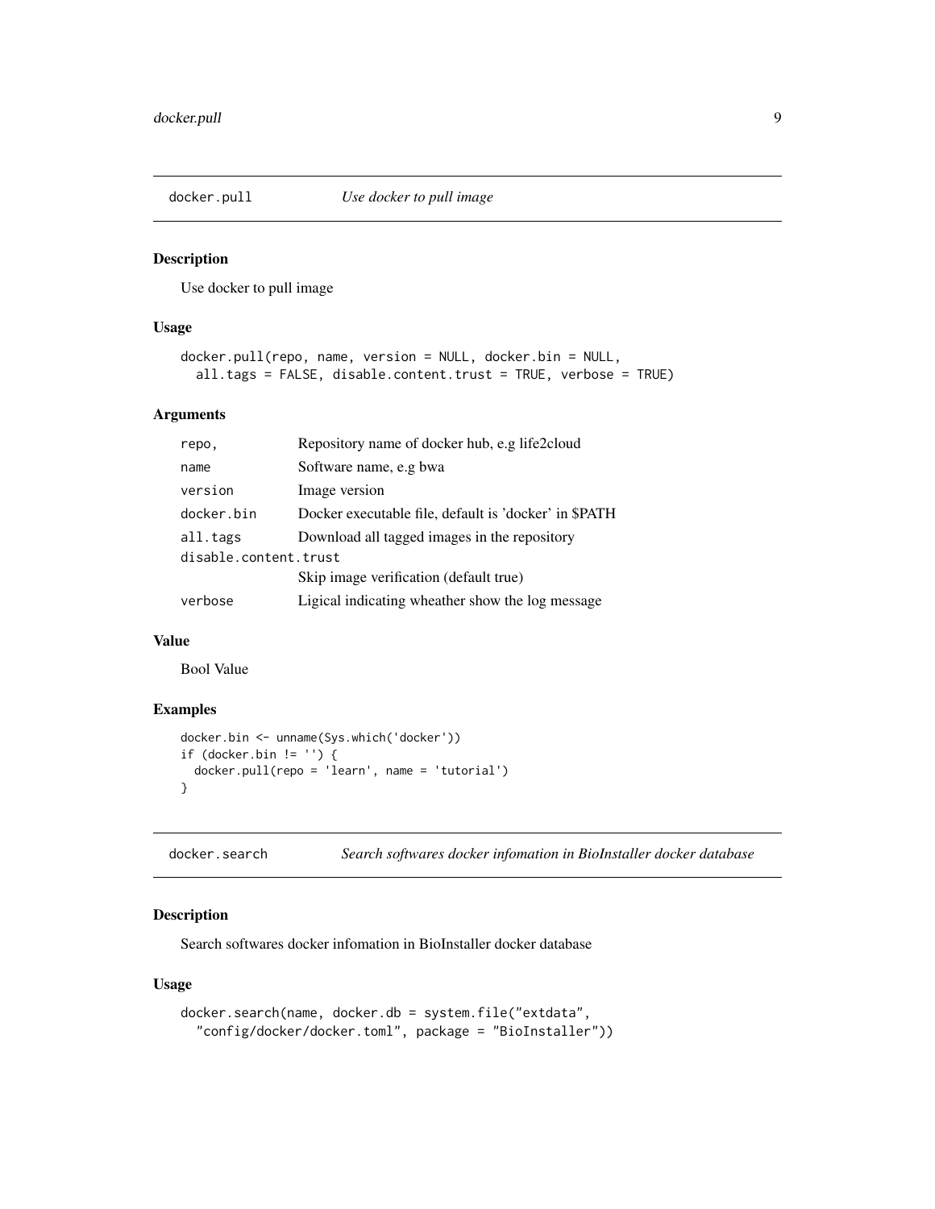## docker.pull *Use docker to pull image*

### Description

Use docker to pull image

### Usage

```
docker.pull(repo, name, version = NULL, docker.bin = NULL,
  all.tags = FALSE, disable.content.trust = TRUE, verbose = TRUE)
```

### Arguments

| | |
|---|---|
| `repo,` | Repository name of docker hub, e.g life2cloud |
| `name` | Software name, e.g bwa |
| `version` | Image version |
| `docker.bin` | Docker executable file, default is 'docker' in $PATH |
| `all.tags` | Download all tagged images in the repository |
| `disable.content.trust` | Skip image verification (default true) |
| `verbose` | Ligical indicating wheather show the log message |

### Value

Bool Value

### Examples

```
docker.bin <- unname(Sys.which('docker'))
if (docker.bin != '') {
  docker.pull(repo = 'learn', name = 'tutorial')
}
```

## docker.search *Search softwares docker infomation in BioInstaller docker database*

### Description

Search softwares docker infomation in BioInstaller docker database

### Usage

```
docker.search(name, docker.db = system.file("extdata",
  "config/docker/docker.toml", package = "BioInstaller"))
```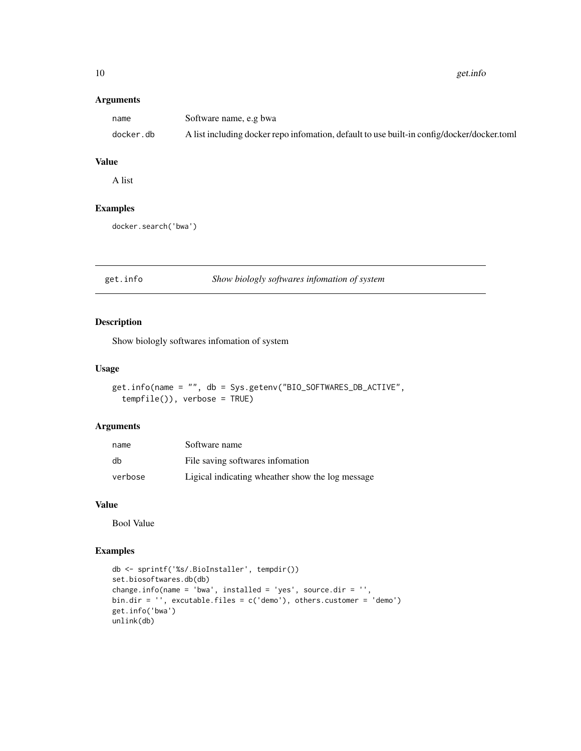### Arguments

| | |
|---|---|
| name | Software name, e.g bwa |
| docker.db | A list including docker repo infomation, default to use built-in config/docker/docker.toml |

### Value

A list

### Examples

```
docker.search('bwa')
```

---

## get.info *Show biologly softwares infomation of system*

---

### Description

Show biologly softwares infomation of system

### Usage

```
get.info(name = "", db = Sys.getenv("BIO_SOFTWARES_DB_ACTIVE",
  tempfile()), verbose = TRUE)
```

### Arguments

| | |
|---|---|
| name | Software name |
| db | File saving softwares infomation |
| verbose | Ligical indicating wheather show the log message |

### Value

Bool Value

### Examples

```
db <- sprintf('%s/.BioInstaller', tempdir())
set.biosoftwares.db(db)
change.info(name = 'bwa', installed = 'yes', source.dir = '',
bin.dir = '', excutable.files = c('demo'), others.customer = 'demo')
get.info('bwa')
unlink(db)
```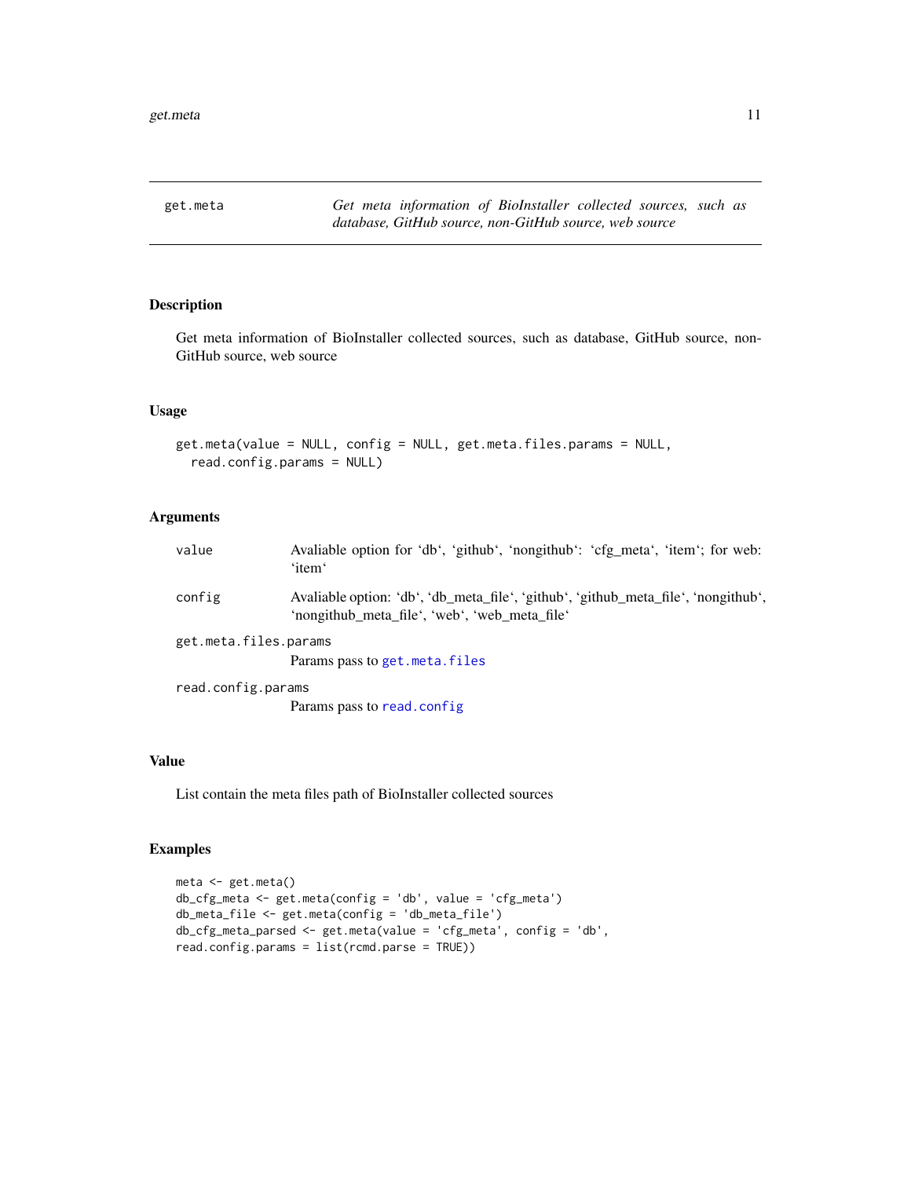## get.meta — *Get meta information of BioInstaller collected sources, such as database, GitHub source, non-GitHub source, web source*

### Description

Get meta information of BioInstaller collected sources, such as database, GitHub source, non-GitHub source, web source

### Usage

```
get.meta(value = NULL, config = NULL, get.meta.files.params = NULL,
  read.config.params = NULL)
```

### Arguments

| | |
|---|---|
| value | Avaliable option for 'db', 'github', 'nongithub': 'cfg_meta', 'item'; for web: 'item' |
| config | Avaliable option: 'db', 'db_meta_file', 'github', 'github_meta_file', 'nongithub', 'nongithub_meta_file', 'web', 'web_meta_file' |
| get.meta.files.params | Params pass to get.meta.files |
| read.config.params | Params pass to read.config |

### Value

List contain the meta files path of BioInstaller collected sources

### Examples

```
meta <- get.meta()
db_cfg_meta <- get.meta(config = 'db', value = 'cfg_meta')
db_meta_file <- get.meta(config = 'db_meta_file')
db_cfg_meta_parsed <- get.meta(value = 'cfg_meta', config = 'db',
read.config.params = list(rcmd.parse = TRUE))
```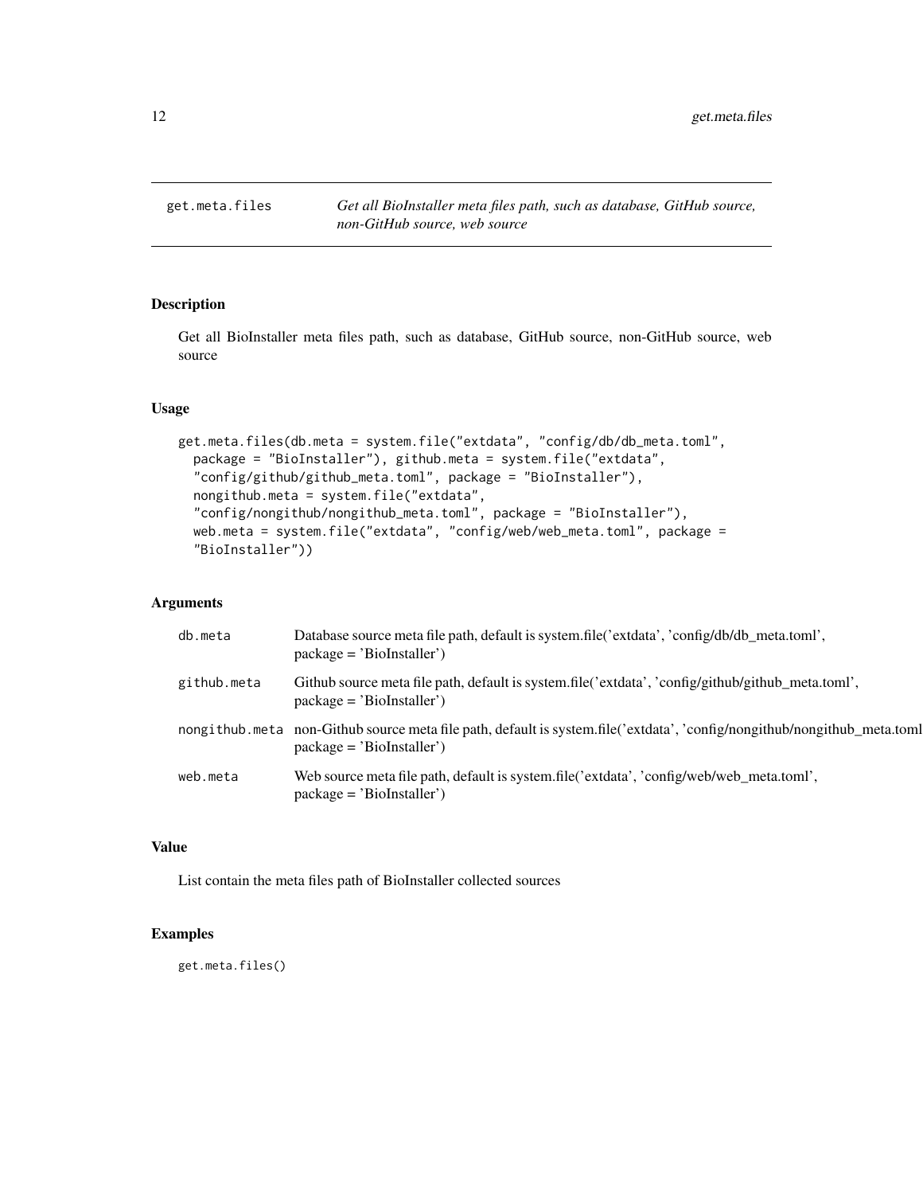## get.meta.files

*Get all BioInstaller meta files path, such as database, GitHub source, non-GitHub source, web source*

### Description

Get all BioInstaller meta files path, such as database, GitHub source, non-GitHub source, web source

### Usage

```
get.meta.files(db.meta = system.file("extdata", "config/db/db_meta.toml",
  package = "BioInstaller"), github.meta = system.file("extdata",
  "config/github/github_meta.toml", package = "BioInstaller"),
  nongithub.meta = system.file("extdata",
  "config/nongithub/nongithub_meta.toml", package = "BioInstaller"),
  web.meta = system.file("extdata", "config/web/web_meta.toml", package =
  "BioInstaller"))
```

### Arguments

| | |
|---|---|
| db.meta | Database source meta file path, default is system.file('extdata', 'config/db/db_meta.toml', package = 'BioInstaller') |
| github.meta | Github source meta file path, default is system.file('extdata', 'config/github/github_meta.toml', package = 'BioInstaller') |
| nongithub.meta | non-Github source meta file path, default is system.file('extdata', 'config/nongithub/nongithub_meta.toml package = 'BioInstaller') |
| web.meta | Web source meta file path, default is system.file('extdata', 'config/web/web_meta.toml', package = 'BioInstaller') |

### Value

List contain the meta files path of BioInstaller collected sources

### Examples

```
get.meta.files()
```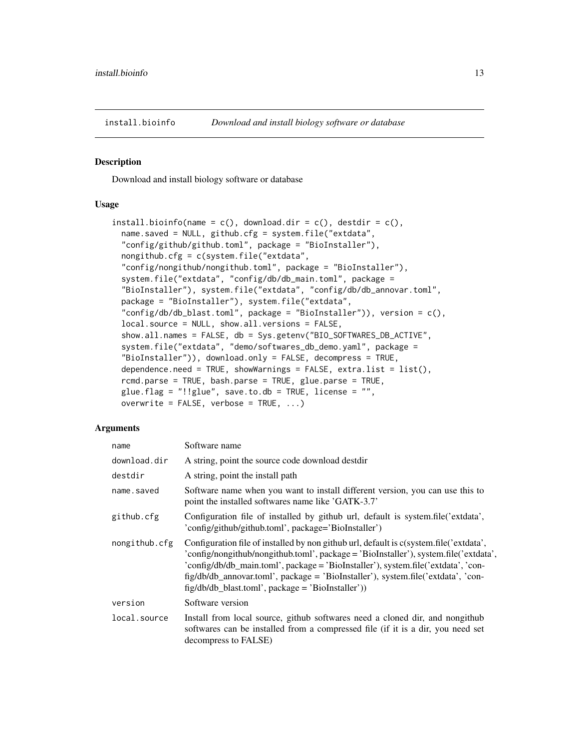## install.bioinfo — *Download and install biology software or database*

### Description

Download and install biology software or database

### Usage

```
install.bioinfo(name = c(), download.dir = c(), destdir = c(),
  name.saved = NULL, github.cfg = system.file("extdata",
  "config/github/github.toml", package = "BioInstaller"),
  nongithub.cfg = c(system.file("extdata",
  "config/nongithub/nongithub.toml", package = "BioInstaller"),
  system.file("extdata", "config/db/db_main.toml", package =
  "BioInstaller"), system.file("extdata", "config/db/db_annovar.toml",
  package = "BioInstaller"), system.file("extdata",
  "config/db/db_blast.toml", package = "BioInstaller")), version = c(),
  local.source = NULL, show.all.versions = FALSE,
  show.all.names = FALSE, db = Sys.getenv("BIO_SOFTWARES_DB_ACTIVE",
  system.file("extdata", "demo/softwares_db_demo.yaml", package =
  "BioInstaller")), download.only = FALSE, decompress = TRUE,
  dependence.need = TRUE, showWarnings = FALSE, extra.list = list(),
  rcmd.parse = TRUE, bash.parse = TRUE, glue.parse = TRUE,
  glue.flag = "!!glue", save.to.db = TRUE, license = "",
  overwrite = FALSE, verbose = TRUE, ...)
```

### Arguments

| Argument | Description |
|---|---|
| `name` | Software name |
| `download.dir` | A string, point the source code download destdir |
| `destdir` | A string, point the install path |
| `name.saved` | Software name when you want to install different version, you can use this to point the installed softwares name like 'GATK-3.7' |
| `github.cfg` | Configuration file of installed by github url, default is system.file('extdata', 'config/github/github.toml', package='BioInstaller') |
| `nongithub.cfg` | Configuration file of installed by non github url, default is c(system.file('extdata', 'config/nongithub/nongithub.toml', package = 'BioInstaller'), system.file('extdata', 'config/db/db_main.toml', package = 'BioInstaller'), system.file('extdata', 'config/db/db_annovar.toml', package = 'BioInstaller'), system.file('extdata', 'config/db/db_blast.toml', package = 'BioInstaller')) |
| `version` | Software version |
| `local.source` | Install from local source, github softwares need a cloned dir, and nongithub softwares can be installed from a compressed file (if it is a dir, you need set decompress to FALSE) |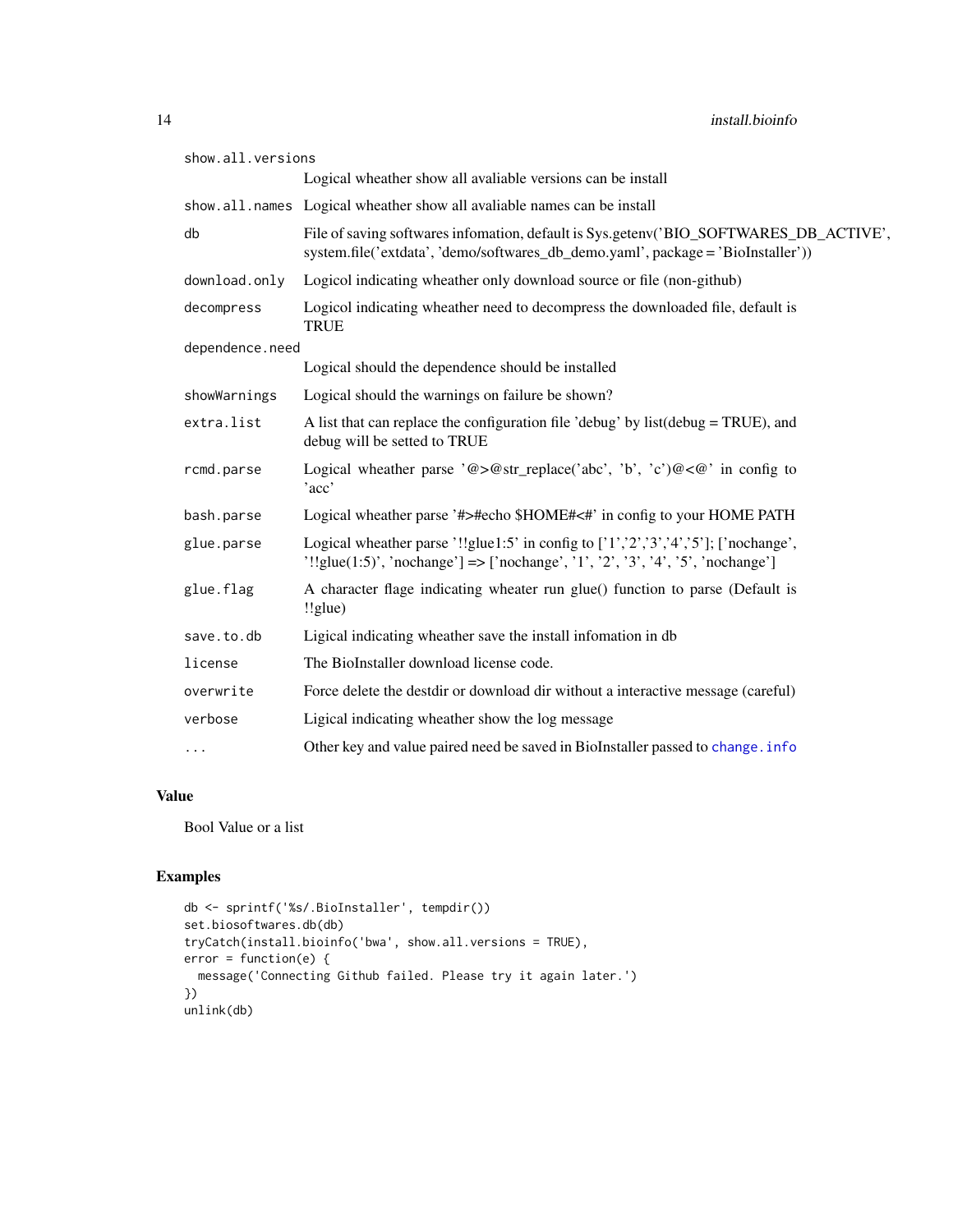| | |
|---|---|
| `show.all.versions` | Logical wheather show all avaliable versions can be install |
| `show.all.names` | Logical wheather show all avaliable names can be install |
| `db` | File of saving softwares infomation, default is Sys.getenv('BIO_SOFTWARES_DB_ACTIVE', system.file('extdata', 'demo/softwares_db_demo.yaml', package = 'BioInstaller')) |
| `download.only` | Logicol indicating wheather only download source or file (non-github) |
| `decompress` | Logicol indicating wheather need to decompress the downloaded file, default is TRUE |
| `dependence.need` | Logical should the dependence should be installed |
| `showWarnings` | Logical should the warnings on failure be shown? |
| `extra.list` | A list that can replace the configuration file 'debug' by list(debug = TRUE), and debug will be setted to TRUE |
| `rcmd.parse` | Logical wheather parse '@>@str_replace('abc', 'b', 'c')@<@' in config to 'acc' |
| `bash.parse` | Logical wheather parse '#>#echo $HOME#<#' in config to your HOME PATH |
| `glue.parse` | Logical wheather parse '!!glue1:5' in config to ['1','2','3','4','5']; ['nochange', '!!glue(1:5)', 'nochange'] => ['nochange', '1', '2', '3', '4', '5', 'nochange'] |
| `glue.flag` | A character flage indicating wheater run glue() function to parse (Default is !!glue) |
| `save.to.db` | Ligical indicating wheather save the install infomation in db |
| `license` | The BioInstaller download license code. |
| `overwrite` | Force delete the destdir or download dir without a interactive message (careful) |
| `verbose` | Ligical indicating wheather show the log message |
| `...` | Other key and value paired need be saved in BioInstaller passed to change.info |

## Value

Bool Value or a list

## Examples

```
db <- sprintf('%s/.BioInstaller', tempdir())
set.biosoftwares.db(db)
tryCatch(install.bioinfo('bwa', show.all.versions = TRUE),
error = function(e) {
  message('Connecting Github failed. Please try it again later.')
})
unlink(db)
```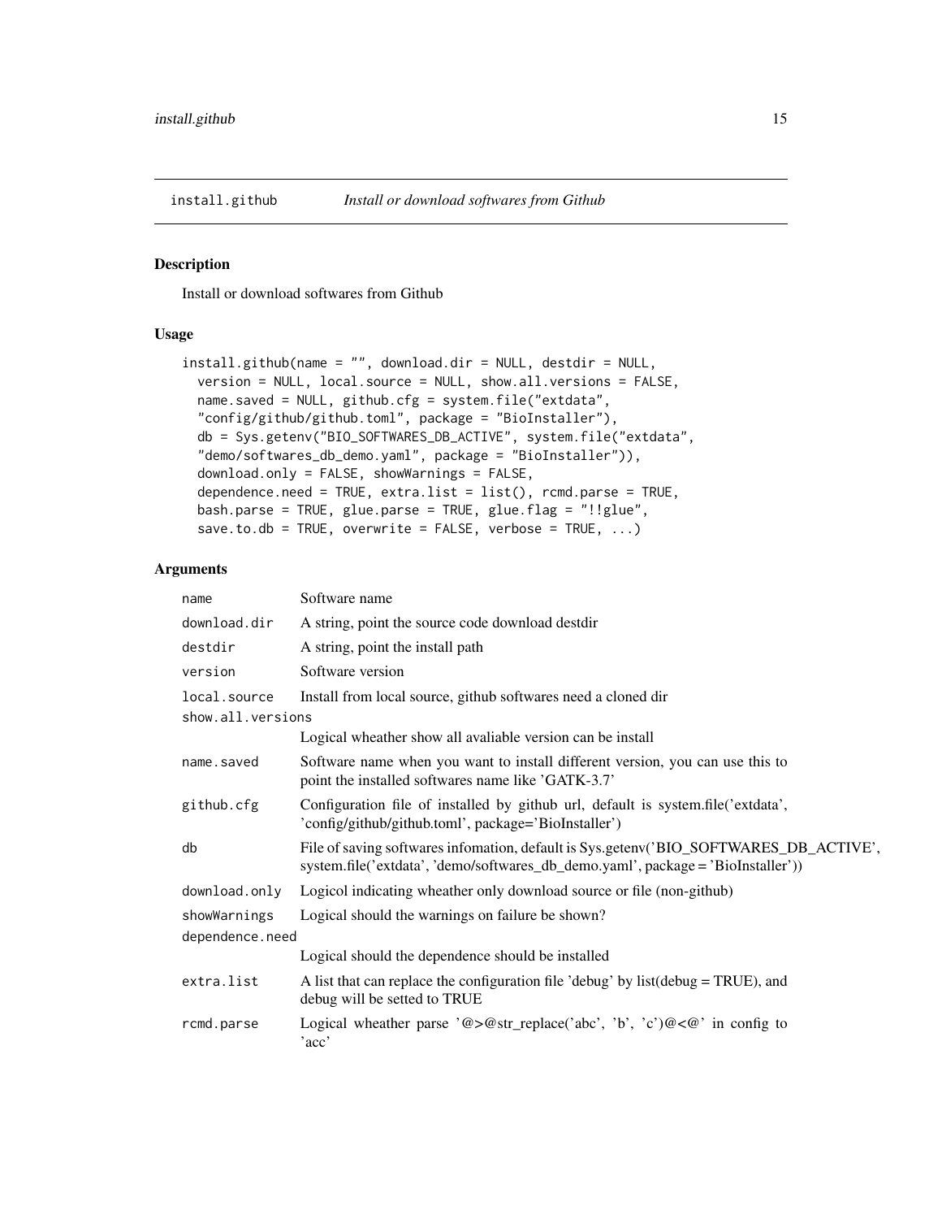## install.github — *Install or download softwares from Github*

### Description

Install or download softwares from Github

### Usage

```
install.github(name = "", download.dir = NULL, destdir = NULL,
  version = NULL, local.source = NULL, show.all.versions = FALSE,
  name.saved = NULL, github.cfg = system.file("extdata",
  "config/github/github.toml", package = "BioInstaller"),
  db = Sys.getenv("BIO_SOFTWARES_DB_ACTIVE", system.file("extdata",
  "demo/softwares_db_demo.yaml", package = "BioInstaller")),
  download.only = FALSE, showWarnings = FALSE,
  dependence.need = TRUE, extra.list = list(), rcmd.parse = TRUE,
  bash.parse = TRUE, glue.parse = TRUE, glue.flag = "!!glue",
  save.to.db = TRUE, overwrite = FALSE, verbose = TRUE, ...)
```

### Arguments

| Argument | Description |
|---|---|
| `name` | Software name |
| `download.dir` | A string, point the source code download destdir |
| `destdir` | A string, point the install path |
| `version` | Software version |
| `local.source` | Install from local source, github softwares need a cloned dir |
| `show.all.versions` | Logical wheather show all avaliable version can be install |
| `name.saved` | Software name when you want to install different version, you can use this to point the installed softwares name like 'GATK-3.7' |
| `github.cfg` | Configuration file of installed by github url, default is system.file('extdata', 'config/github/github.toml', package='BioInstaller') |
| `db` | File of saving softwares infomation, default is Sys.getenv('BIO_SOFTWARES_DB_ACTIVE', system.file('extdata', 'demo/softwares_db_demo.yaml', package = 'BioInstaller')) |
| `download.only` | Logicol indicating wheather only download source or file (non-github) |
| `showWarnings` | Logical should the warnings on failure be shown? |
| `dependence.need` | Logical should the dependence should be installed |
| `extra.list` | A list that can replace the configuration file 'debug' by list(debug = TRUE), and debug will be setted to TRUE |
| `rcmd.parse` | Logical wheather parse '@>@str_replace('abc', 'b', 'c')@<@' in config to 'acc' |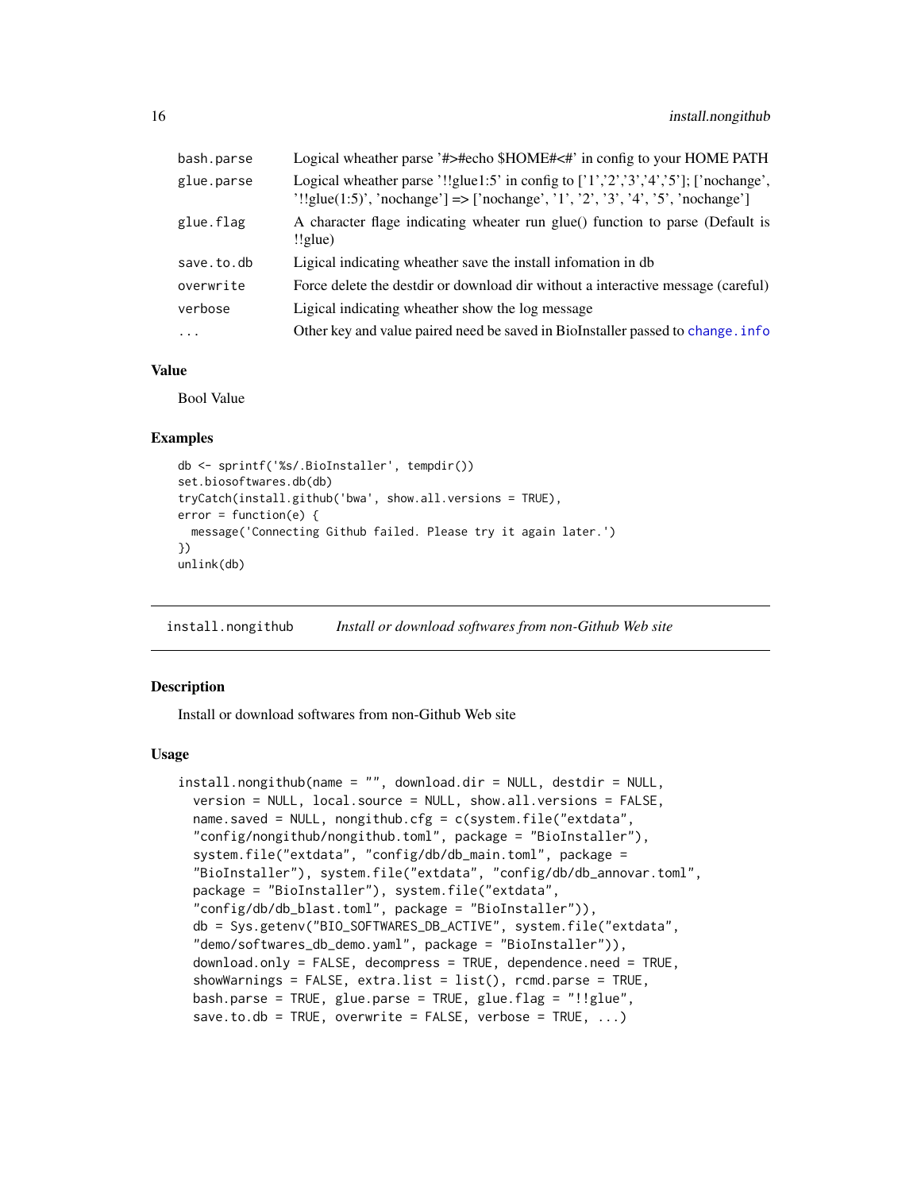| | |
|---|---|
| bash.parse | Logical wheather parse '#>#echo $HOME#<#' in config to your HOME PATH |
| glue.parse | Logical wheather parse '!!glue1:5' in config to ['1','2','3','4','5']; ['nochange', '!!glue(1:5)', 'nochange'] => ['nochange', '1', '2', '3', '4', '5', 'nochange'] |
| glue.flag | A character flage indicating wheater run glue() function to parse (Default is !!glue) |
| save.to.db | Ligical indicating wheather save the install infomation in db |
| overwrite | Force delete the destdir or download dir without a interactive message (careful) |
| verbose | Ligical indicating wheather show the log message |
| ... | Other key and value paired need be saved in BioInstaller passed to change.info |

### Value

Bool Value

### Examples

```
db <- sprintf('%s/.BioInstaller', tempdir())
set.biosoftwares.db(db)
tryCatch(install.github('bwa', show.all.versions = TRUE),
error = function(e) {
  message('Connecting Github failed. Please try it again later.')
})
unlink(db)
```

---

## install.nongithub *Install or download softwares from non-Github Web site*

### Description

Install or download softwares from non-Github Web site

### Usage

```
install.nongithub(name = "", download.dir = NULL, destdir = NULL,
  version = NULL, local.source = NULL, show.all.versions = FALSE,
  name.saved = NULL, nongithub.cfg = c(system.file("extdata",
  "config/nongithub/nongithub.toml", package = "BioInstaller"),
  system.file("extdata", "config/db/db_main.toml", package =
  "BioInstaller"), system.file("extdata", "config/db/db_annovar.toml",
  package = "BioInstaller"), system.file("extdata",
  "config/db/db_blast.toml", package = "BioInstaller")),
  db = Sys.getenv("BIO_SOFTWARES_DB_ACTIVE", system.file("extdata",
  "demo/softwares_db_demo.yaml", package = "BioInstaller")),
  download.only = FALSE, decompress = TRUE, dependence.need = TRUE,
  showWarnings = FALSE, extra.list = list(), rcmd.parse = TRUE,
  bash.parse = TRUE, glue.parse = TRUE, glue.flag = "!!glue",
  save.to.db = TRUE, overwrite = FALSE, verbose = TRUE, ...)
```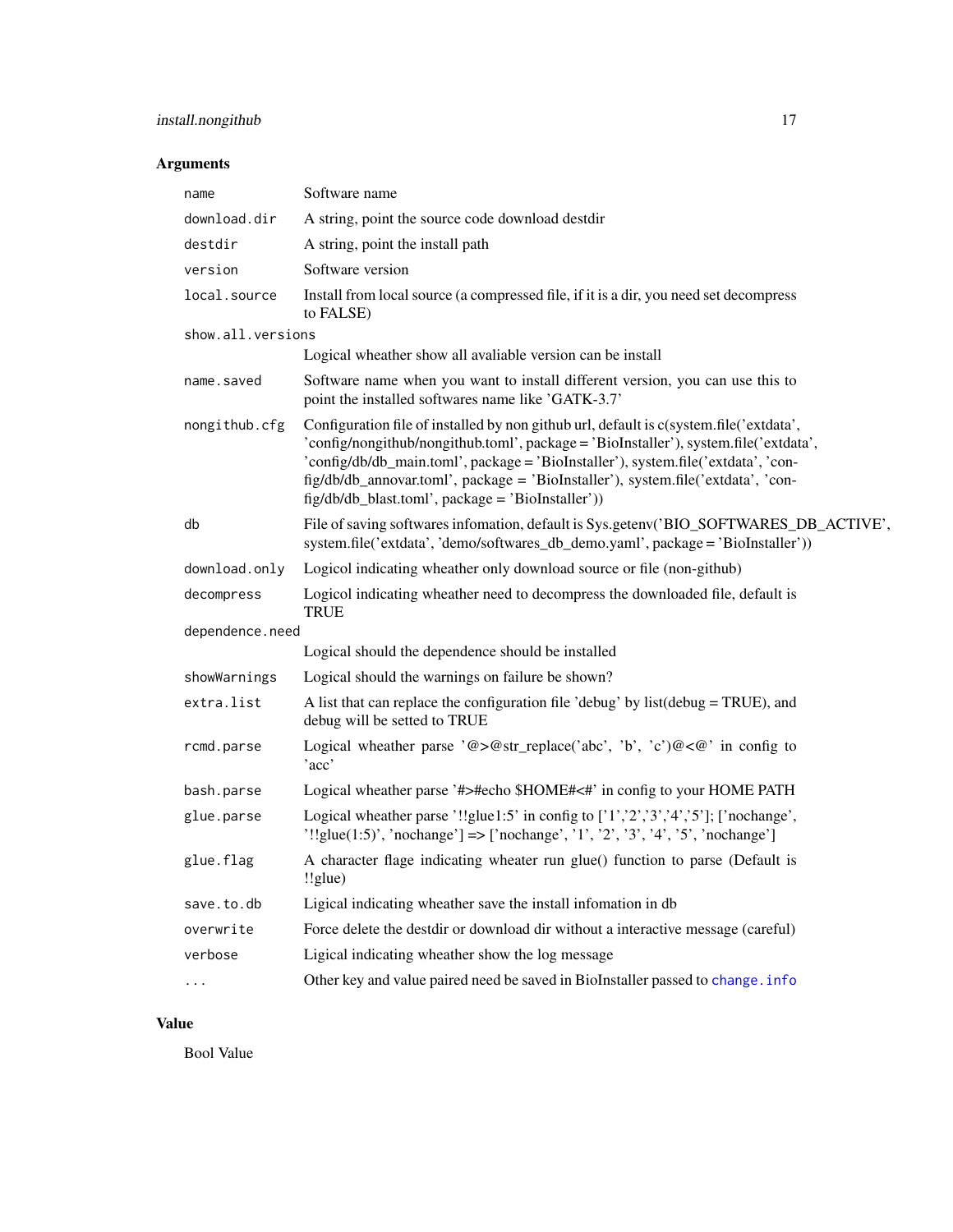### Arguments

| | |
|---|---|
| `name` | Software name |
| `download.dir` | A string, point the source code download destdir |
| `destdir` | A string, point the install path |
| `version` | Software version |
| `local.source` | Install from local source (a compressed file, if it is a dir, you need set decompress to FALSE) |
| `show.all.versions` | Logical wheather show all avaliable version can be install |
| `name.saved` | Software name when you want to install different version, you can use this to point the installed softwares name like 'GATK-3.7' |
| `nongithub.cfg` | Configuration file of installed by non github url, default is c(system.file('extdata', 'config/nongithub/nongithub.toml', package = 'BioInstaller'), system.file('extdata', 'config/db/db_main.toml', package = 'BioInstaller'), system.file('extdata', 'config/db/db_annovar.toml', package = 'BioInstaller'), system.file('extdata', 'config/db/db_blast.toml', package = 'BioInstaller')) |
| `db` | File of saving softwares infomation, default is Sys.getenv('BIO_SOFTWARES_DB_ACTIVE', system.file('extdata', 'demo/softwares_db_demo.yaml', package = 'BioInstaller')) |
| `download.only` | Logicol indicating wheather only download source or file (non-github) |
| `decompress` | Logicol indicating wheather need to decompress the downloaded file, default is TRUE |
| `dependence.need` | Logical should the dependence should be installed |
| `showWarnings` | Logical should the warnings on failure be shown? |
| `extra.list` | A list that can replace the configuration file 'debug' by list(debug = TRUE), and debug will be setted to TRUE |
| `rcmd.parse` | Logical wheather parse '@>@str_replace('abc', 'b', 'c')@<@' in config to 'acc' |
| `bash.parse` | Logical wheather parse '#>#echo $HOME#<#' in config to your HOME PATH |
| `glue.parse` | Logical wheather parse '!!glue1:5' in config to ['1','2','3','4','5']; ['nochange', '!!glue(1:5)', 'nochange'] => ['nochange', '1', '2', '3', '4', '5', 'nochange'] |
| `glue.flag` | A character flage indicating wheater run glue() function to parse (Default is !!glue) |
| `save.to.db` | Ligical indicating wheather save the install infomation in db |
| `overwrite` | Force delete the destdir or download dir without a interactive message (careful) |
| `verbose` | Ligical indicating wheather show the log message |
| `...` | Other key and value paired need be saved in BioInstaller passed to `change.info` |

### Value

Bool Value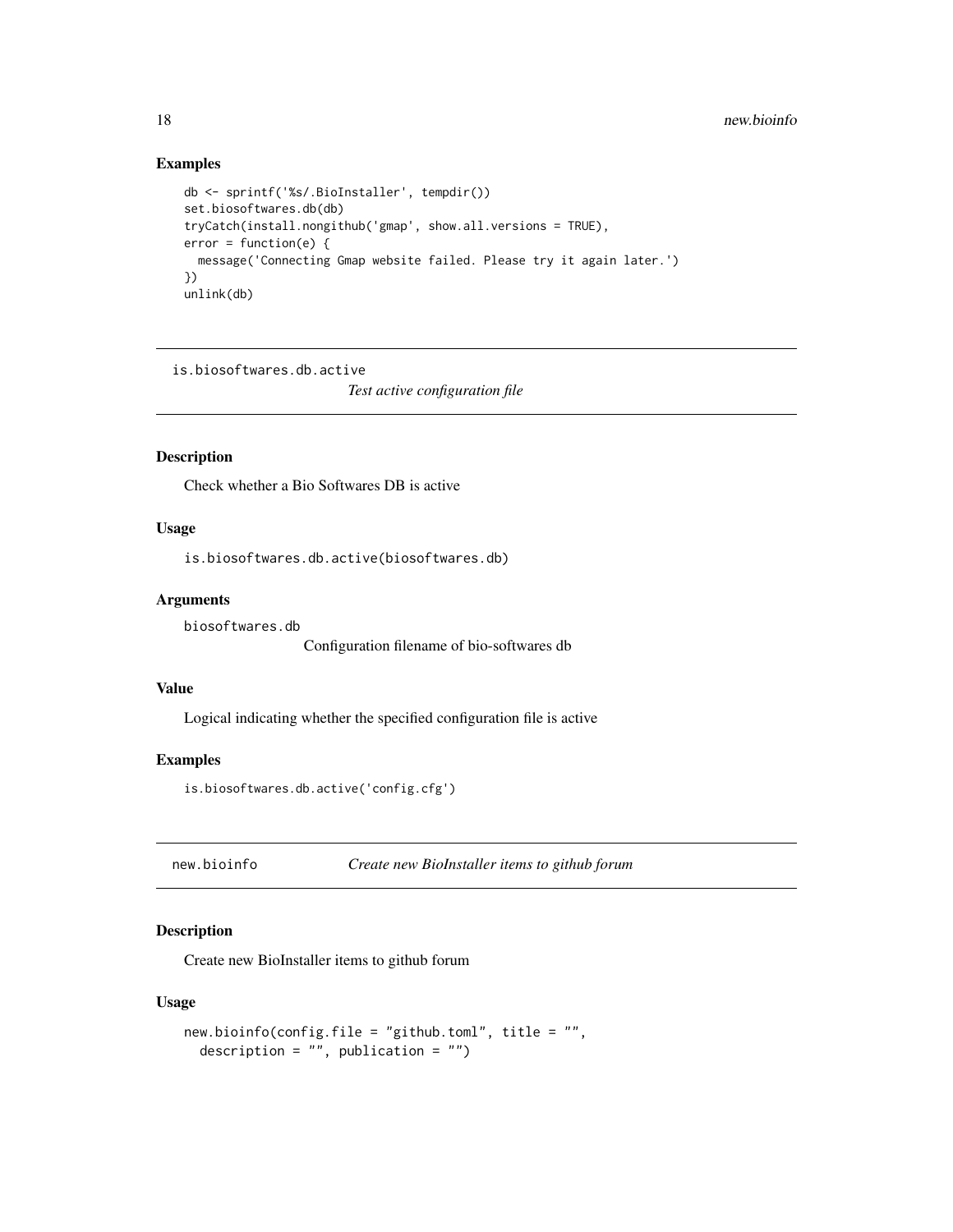## Examples

```
db <- sprintf('%s/.BioInstaller', tempdir())
set.biosoftwares.db(db)
tryCatch(install.nongithub('gmap', show.all.versions = TRUE),
error = function(e) {
  message('Connecting Gmap website failed. Please try it again later.')
})
unlink(db)
```

---

# is.biosoftwares.db.active

*Test active configuration file*

---

## Description

Check whether a Bio Softwares DB is active

## Usage

```
is.biosoftwares.db.active(biosoftwares.db)
```

## Arguments

`biosoftwares.db`
Configuration filename of bio-softwares db

## Value

Logical indicating whether the specified configuration file is active

## Examples

```
is.biosoftwares.db.active('config.cfg')
```

---

# new.bioinfo

*Create new BioInstaller items to github forum*

---

## Description

Create new BioInstaller items to github forum

## Usage

```
new.bioinfo(config.file = "github.toml", title = "",
  description = "", publication = "")
```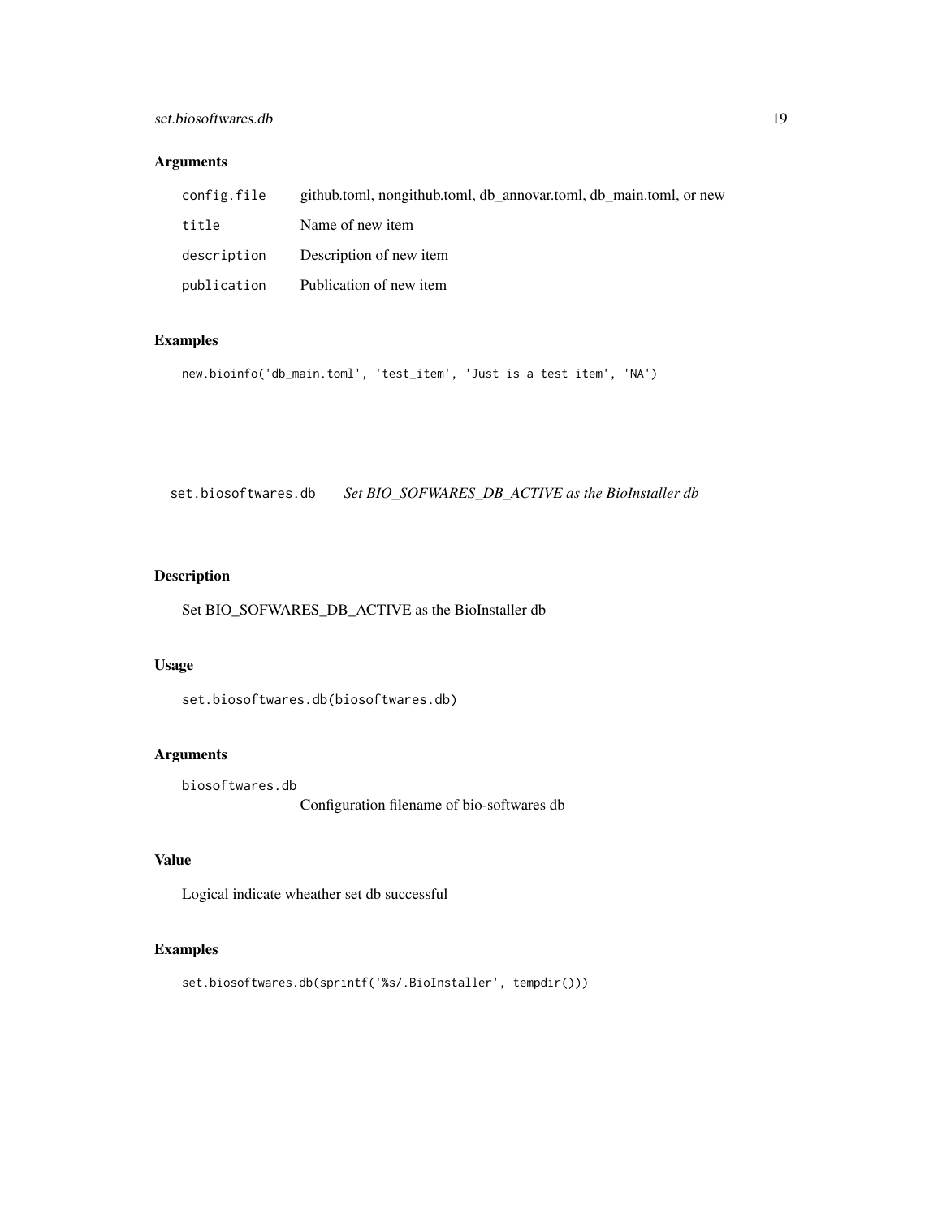## Arguments

| | |
|---|---|
| config.file | github.toml, nongithub.toml, db_annovar.toml, db_main.toml, or new |
| title | Name of new item |
| description | Description of new item |
| publication | Publication of new item |

## Examples

```
new.bioinfo('db_main.toml', 'test_item', 'Just is a test item', 'NA')
```

---

# set.biosoftwares.db    *Set BIO_SOFWARES_DB_ACTIVE as the BioInstaller db*

---

## Description

Set BIO_SOFWARES_DB_ACTIVE as the BioInstaller db

## Usage

```
set.biosoftwares.db(biosoftwares.db)
```

## Arguments

| | |
|---|---|
| biosoftwares.db | Configuration filename of bio-softwares db |

## Value

Logical indicate wheather set db successful

## Examples

```
set.biosoftwares.db(sprintf('%s/.BioInstaller', tempdir()))
```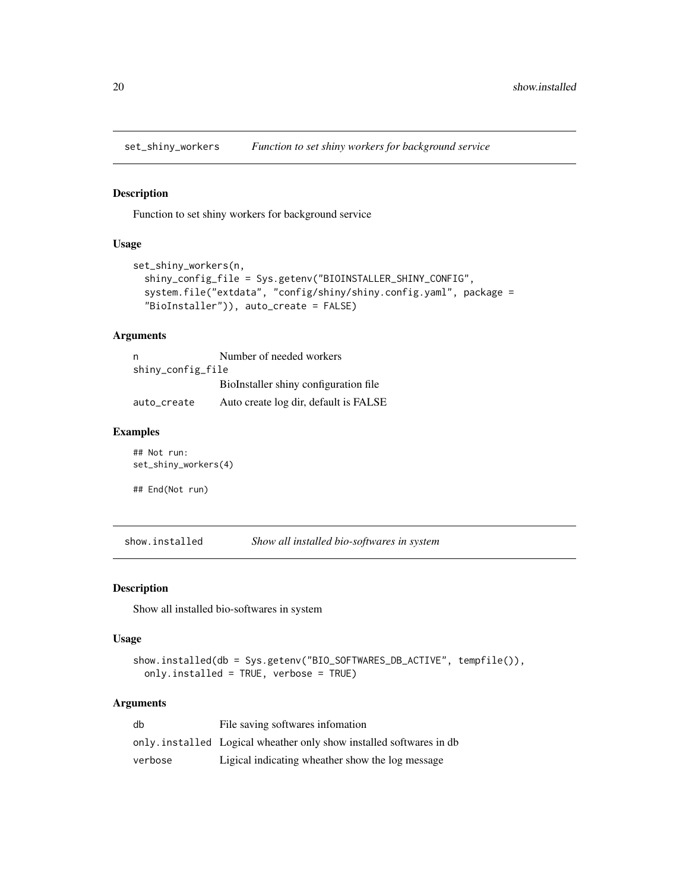## set_shiny_workers *Function to set shiny workers for background service*

### Description

Function to set shiny workers for background service

### Usage

```
set_shiny_workers(n,
  shiny_config_file = Sys.getenv("BIOINSTALLER_SHINY_CONFIG",
  system.file("extdata", "config/shiny/shiny.config.yaml", package =
  "BioInstaller")), auto_create = FALSE)
```

### Arguments

| | |
|---|---|
| `n` | Number of needed workers |
| `shiny_config_file` | BioInstaller shiny configuration file |
| `auto_create` | Auto create log dir, default is FALSE |

### Examples

```
## Not run:
set_shiny_workers(4)

## End(Not run)
```

## show.installed *Show all installed bio-softwares in system*

### Description

Show all installed bio-softwares in system

### Usage

```
show.installed(db = Sys.getenv("BIO_SOFTWARES_DB_ACTIVE", tempfile()),
  only.installed = TRUE, verbose = TRUE)
```

### Arguments

| | |
|---|---|
| `db` | File saving softwares infomation |
| `only.installed` | Logical wheather only show installed softwares in db |
| `verbose` | Ligical indicating wheather show the log message |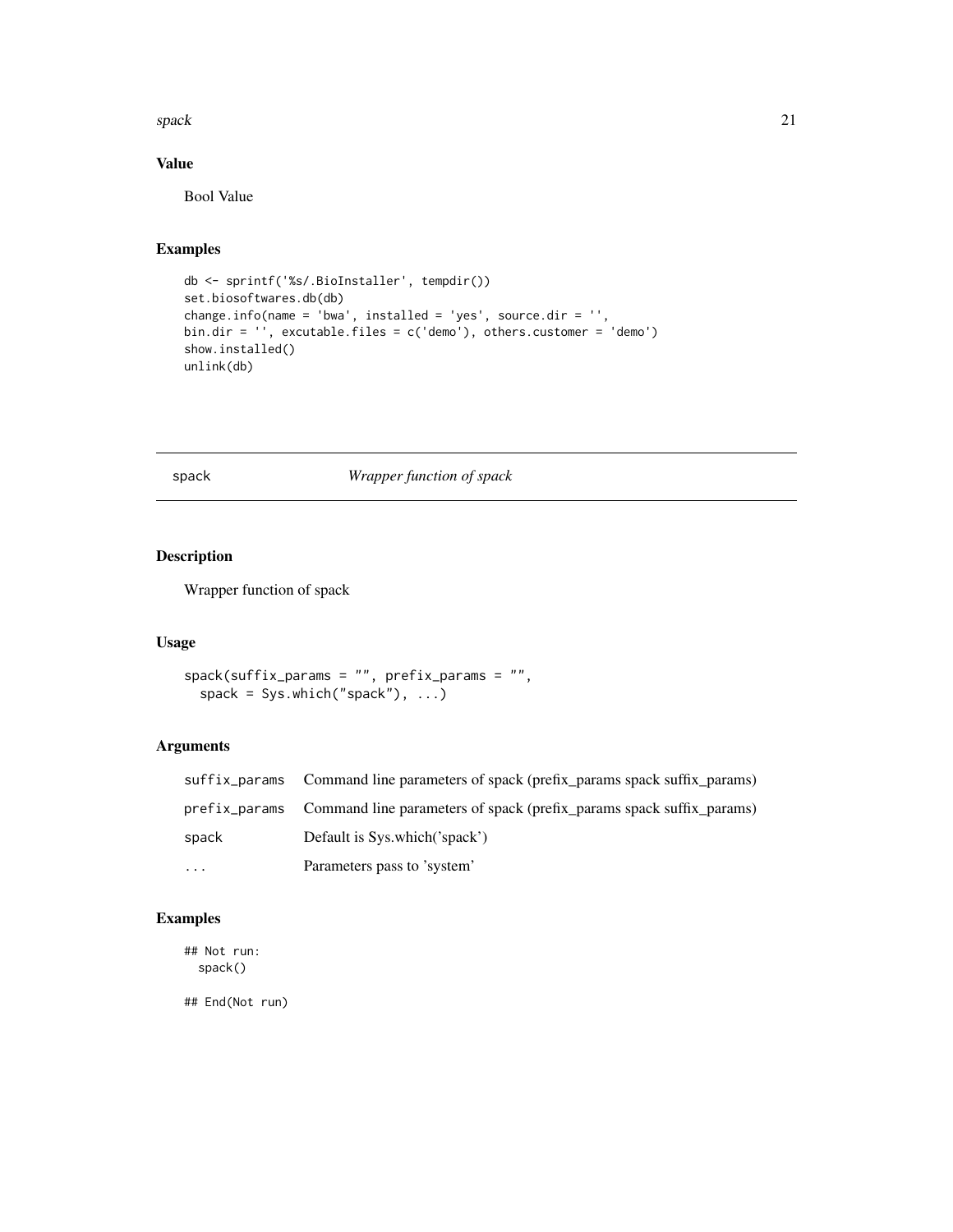## Value

Bool Value

## Examples

```
db <- sprintf('%s/.BioInstaller', tempdir())
set.biosoftwares.db(db)
change.info(name = 'bwa', installed = 'yes', source.dir = '',
bin.dir = '', excutable.files = c('demo'), others.customer = 'demo')
show.installed()
unlink(db)
```

---

# spack *Wrapper function of spack*

## Description

Wrapper function of spack

## Usage

```
spack(suffix_params = "", prefix_params = "",
  spack = Sys.which("spack"), ...)
```

## Arguments

| | |
|---|---|
| suffix_params | Command line parameters of spack (prefix_params spack suffix_params) |
| prefix_params | Command line parameters of spack (prefix_params spack suffix_params) |
| spack | Default is Sys.which('spack') |
| ... | Parameters pass to 'system' |

## Examples

```
## Not run:
  spack()

## End(Not run)
```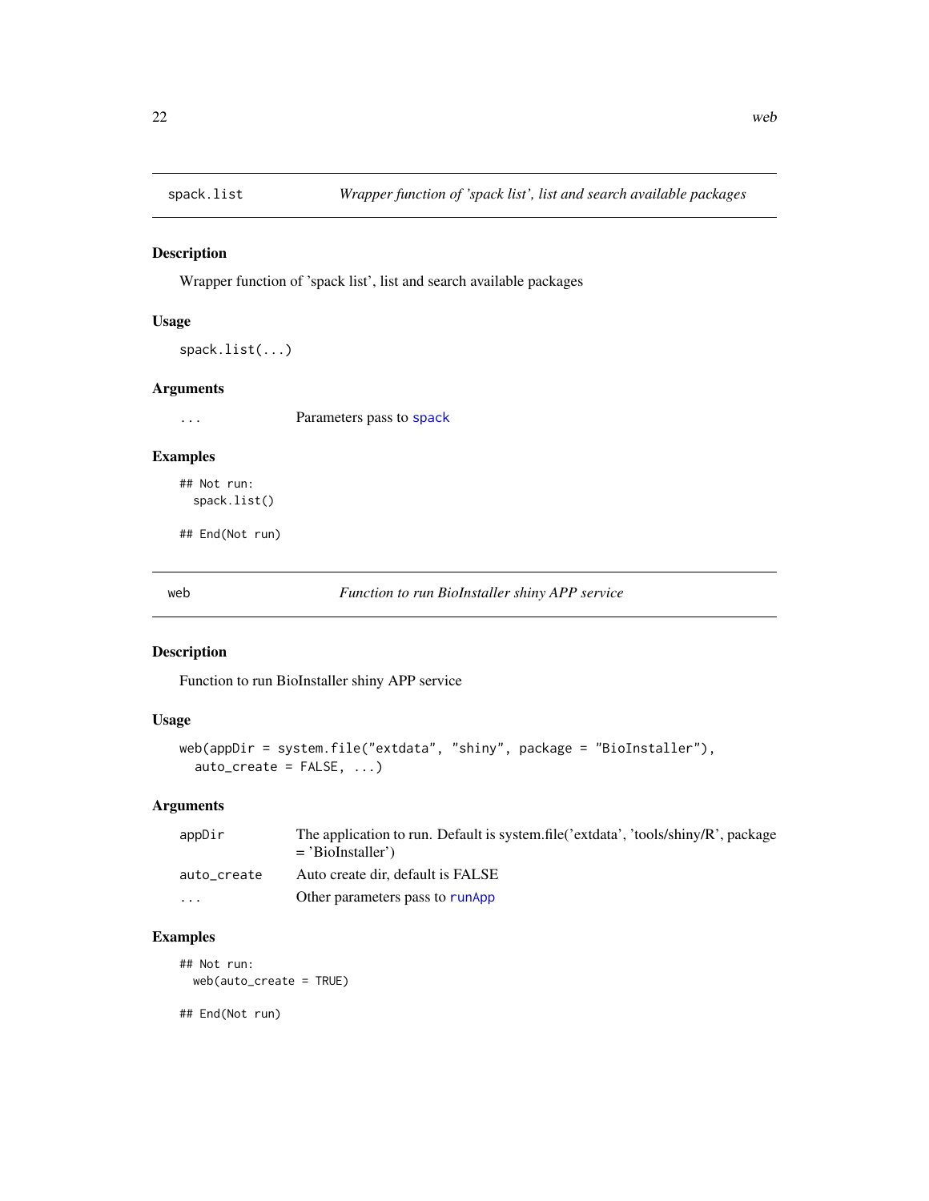## spack.list — *Wrapper function of 'spack list', list and search available packages*

### Description

Wrapper function of 'spack list', list and search available packages

### Usage

```
spack.list(...)
```

### Arguments

| | |
|---|---|
| ... | Parameters pass to spack |

### Examples

```
## Not run:
  spack.list()

## End(Not run)
```

## web — *Function to run BioInstaller shiny APP service*

### Description

Function to run BioInstaller shiny APP service

### Usage

```
web(appDir = system.file("extdata", "shiny", package = "BioInstaller"),
  auto_create = FALSE, ...)
```

### Arguments

| | |
|---|---|
| appDir | The application to run. Default is system.file('extdata', 'tools/shiny/R', package = 'BioInstaller') |
| auto_create | Auto create dir, default is FALSE |
| ... | Other parameters pass to runApp |

### Examples

```
## Not run:
  web(auto_create = TRUE)

## End(Not run)
```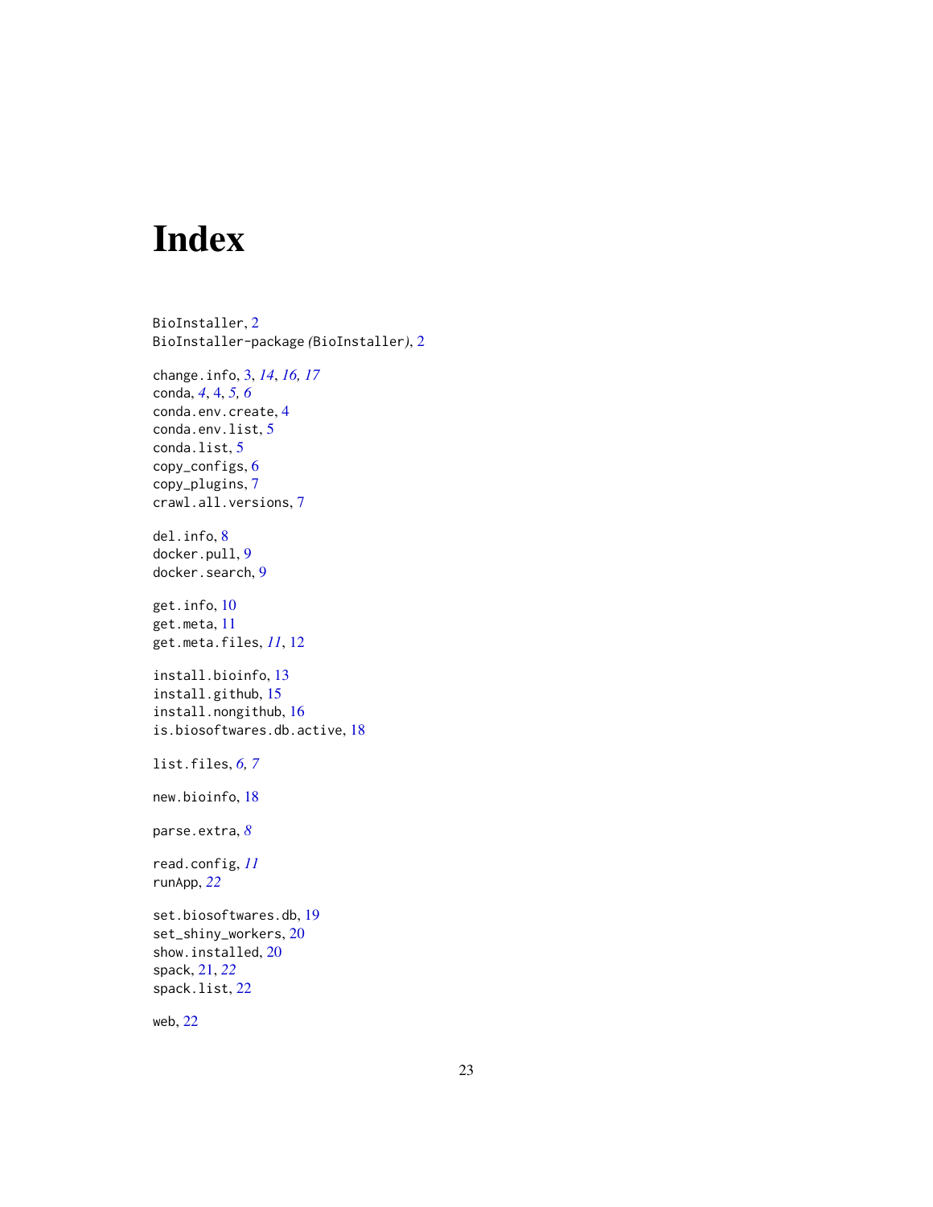# Index

BioInstaller, 2
BioInstaller-package *(*BioInstaller*)*, 2

change.info, 3, *14*, *16, 17*
conda, *4*, 4, *5, 6*
conda.env.create, 4
conda.env.list, 5
conda.list, 5
copy_configs, 6
copy_plugins, 7
crawl.all.versions, 7

del.info, 8
docker.pull, 9
docker.search, 9

get.info, 10
get.meta, 11
get.meta.files, *11*, 12

install.bioinfo, 13
install.github, 15
install.nongithub, 16
is.biosoftwares.db.active, 18

list.files, *6, 7*

new.bioinfo, 18

parse.extra, *8*

read.config, *11*
runApp, *22*

set.biosoftwares.db, 19
set_shiny_workers, 20
show.installed, 20
spack, 21, *22*
spack.list, 22

web, 22